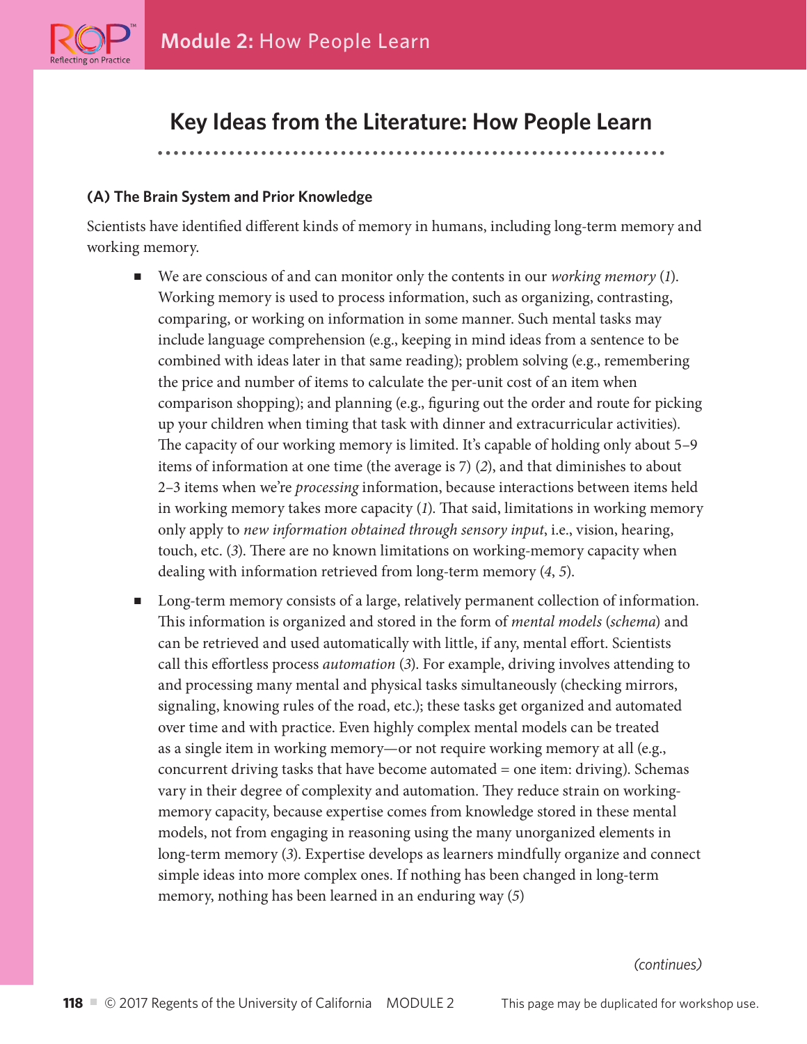# Key Ideas from the Literature: How People Learn

### (A) The Brain System and Prior Knowledge

Scientists have identified different kinds of memory in humans, including long-term memory and working memory.

- We are conscious of and can monitor only the contents in our *working memory* (*1*). Working memory is used to process information, such as organizing, contrasting, comparing, or working on information in some manner. Such mental tasks may include language comprehension (e.g., keeping in mind ideas from a sentence to be combined with ideas later in that same reading); problem solving (e.g., remembering the price and number of items to calculate the per-unit cost of an item when comparison shopping); and planning (e.g., figuring out the order and route for picking up your children when timing that task with dinner and extracurricular activities). The capacity of our working memory is limited. It's capable of holding only about 5–9 items of information at one time (the average is 7) (*2*), and that diminishes to about 2–3 items when we're *processing* information, because interactions between items held in working memory takes more capacity (*1*). That said, limitations in working memory only apply to *new information obtained through sensory input*, i.e., vision, hearing, touch, etc. (*3*). There are no known limitations on working-memory capacity when dealing with information retrieved from long-term memory (*4*, *5*).

- Long-term memory consists of a large, relatively permanent collection of information. This information is organized and stored in the form of *mental models* (*schema*) and can be retrieved and used automatically with little, if any, mental effort. Scientists call this effortless process *automation* (*3*). For example, driving involves attending to and processing many mental and physical tasks simultaneously (checking mirrors, signaling, knowing rules of the road, etc.); these tasks get organized and automated over time and with practice. Even highly complex mental models can be treated as a single item in working memory—or not require working memory at all (e.g., concurrent driving tasks that have become automated = one item: driving). Schemas vary in their degree of complexity and automation. They reduce strain on working-memory capacity, because expertise comes from knowledge stored in these mental models, not from engaging in reasoning using the many unorganized elements in long-term memory (*3*). Expertise develops as learners mindfully organize and connect simple ideas into more complex ones. If nothing has been changed in long-term memory, nothing has been learned in an enduring way (*5*)

*(continues)*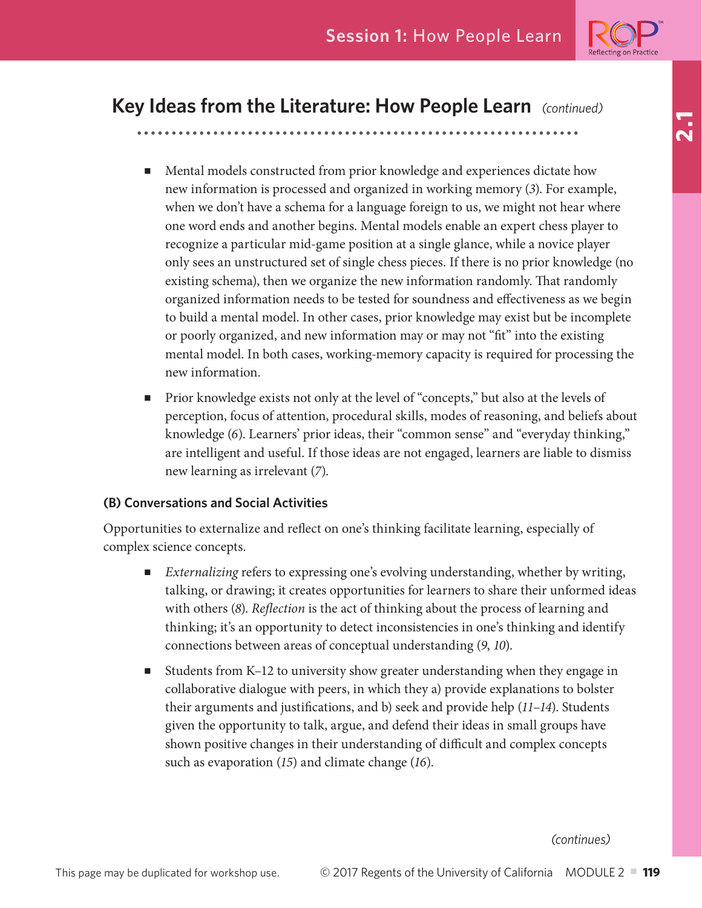## Key Ideas from the Literature: How People Learn *(continued)*

- Mental models constructed from prior knowledge and experiences dictate how new information is processed and organized in working memory (*3*). For example, when we don't have a schema for a language foreign to us, we might not hear where one word ends and another begins. Mental models enable an expert chess player to recognize a particular mid-game position at a single glance, while a novice player only sees an unstructured set of single chess pieces. If there is no prior knowledge (no existing schema), then we organize the new information randomly. That randomly organized information needs to be tested for soundness and effectiveness as we begin to build a mental model. In other cases, prior knowledge may exist but be incomplete or poorly organized, and new information may or may not "fit" into the existing mental model. In both cases, working-memory capacity is required for processing the new information.

- Prior knowledge exists not only at the level of "concepts," but also at the levels of perception, focus of attention, procedural skills, modes of reasoning, and beliefs about knowledge (*6*). Learners' prior ideas, their "common sense" and "everyday thinking," are intelligent and useful. If those ideas are not engaged, learners are liable to dismiss new learning as irrelevant (*7*).

### (B) Conversations and Social Activities

Opportunities to externalize and reflect on one's thinking facilitate learning, especially of complex science concepts.

- *Externalizing* refers to expressing one's evolving understanding, whether by writing, talking, or drawing; it creates opportunities for learners to share their unformed ideas with others (*8*). *Reflection* is the act of thinking about the process of learning and thinking; it's an opportunity to detect inconsistencies in one's thinking and identify connections between areas of conceptual understanding (*9*, *10*).

- Students from K–12 to university show greater understanding when they engage in collaborative dialogue with peers, in which they a) provide explanations to bolster their arguments and justifications, and b) seek and provide help (*11–14*). Students given the opportunity to talk, argue, and defend their ideas in small groups have shown positive changes in their understanding of difficult and complex concepts such as evaporation (*15*) and climate change (*16*).

*(continues)*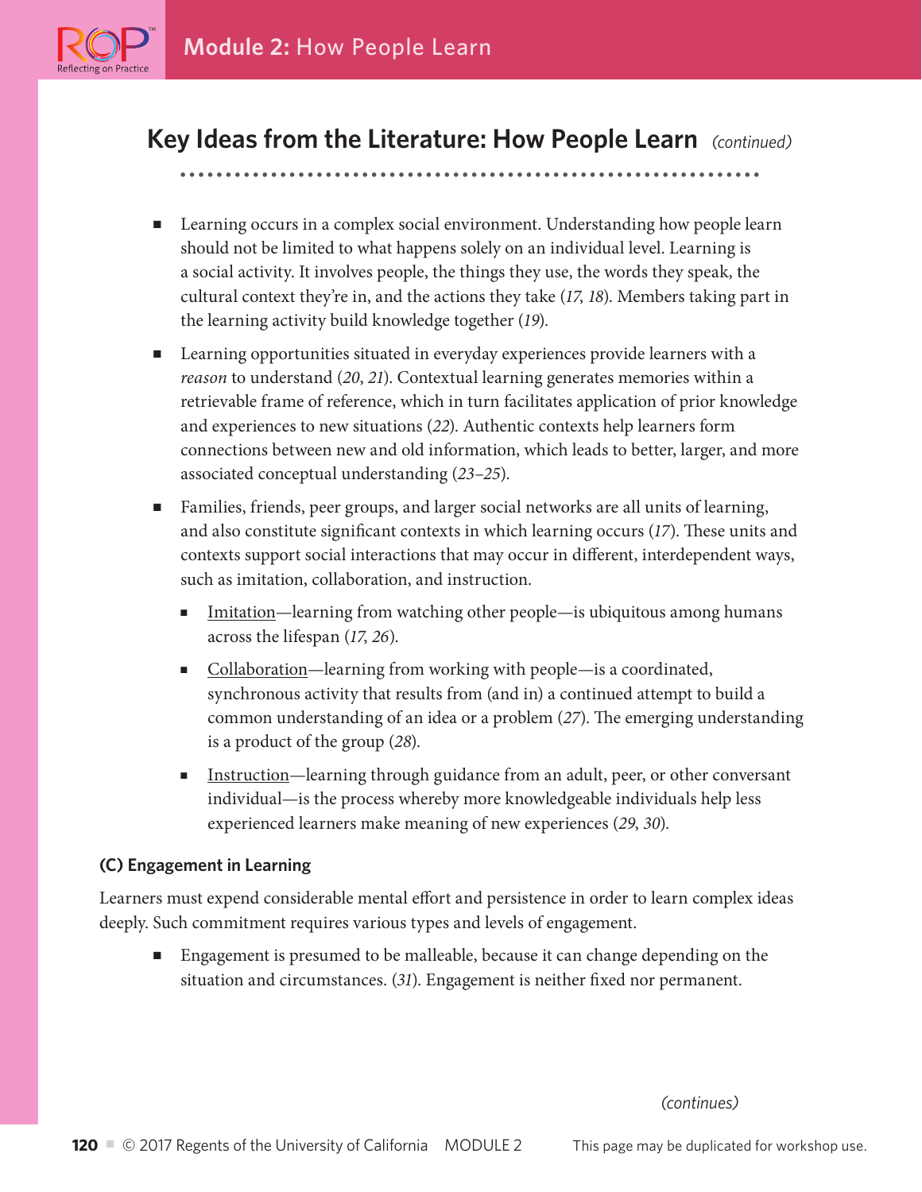## Key Ideas from the Literature: How People Learn *(continued)*

- Learning occurs in a complex social environment. Understanding how people learn should not be limited to what happens solely on an individual level. Learning is a social activity. It involves people, the things they use, the words they speak, the cultural context they're in, and the actions they take (*17*, *18*). Members taking part in the learning activity build knowledge together (*19*).
- Learning opportunities situated in everyday experiences provide learners with a *reason* to understand (*20*, *21*). Contextual learning generates memories within a retrievable frame of reference, which in turn facilitates application of prior knowledge and experiences to new situations (*22*). Authentic contexts help learners form connections between new and old information, which leads to better, larger, and more associated conceptual understanding (*23–25*).
- Families, friends, peer groups, and larger social networks are all units of learning, and also constitute significant contexts in which learning occurs (*17*). These units and contexts support social interactions that may occur in different, interdependent ways, such as imitation, collaboration, and instruction.
  - Imitation—learning from watching other people—is ubiquitous among humans across the lifespan (*17*, *26*).
  - Collaboration—learning from working with people—is a coordinated, synchronous activity that results from (and in) a continued attempt to build a common understanding of an idea or a problem (*27*). The emerging understanding is a product of the group (*28*).
  - Instruction—learning through guidance from an adult, peer, or other conversant individual—is the process whereby more knowledgeable individuals help less experienced learners make meaning of new experiences (*29*, *30*).

### (C) Engagement in Learning

Learners must expend considerable mental effort and persistence in order to learn complex ideas deeply. Such commitment requires various types and levels of engagement.

- Engagement is presumed to be malleable, because it can change depending on the situation and circumstances. (*31*). Engagement is neither fixed nor permanent.

*(continues)*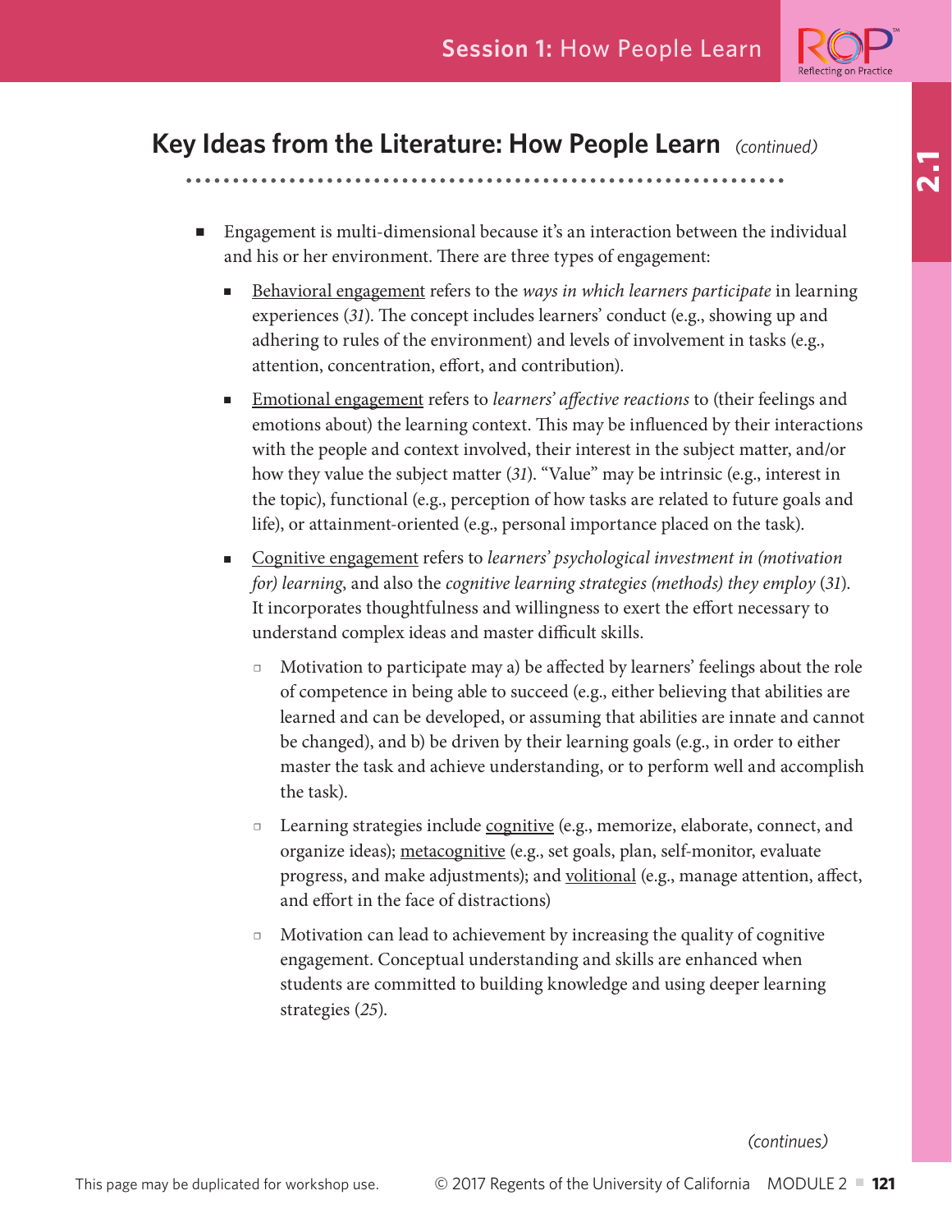## Key Ideas from the Literature: How People Learn *(continued)*

- Engagement is multi-dimensional because it's an interaction between the individual and his or her environment. There are three types of engagement:
  - Behavioral engagement refers to the *ways in which learners participate* in learning experiences (*31*). The concept includes learners' conduct (e.g., showing up and adhering to rules of the environment) and levels of involvement in tasks (e.g., attention, concentration, effort, and contribution).
  - Emotional engagement refers to *learners' affective reactions* to (their feelings and emotions about) the learning context. This may be influenced by their interactions with the people and context involved, their interest in the subject matter, and/or how they value the subject matter (*31*). "Value" may be intrinsic (e.g., interest in the topic), functional (e.g., perception of how tasks are related to future goals and life), or attainment-oriented (e.g., personal importance placed on the task).
  - Cognitive engagement refers to *learners' psychological investment in (motivation for) learning*, and also the *cognitive learning strategies (methods) they employ* (*31*). It incorporates thoughtfulness and willingness to exert the effort necessary to understand complex ideas and master difficult skills.
    - Motivation to participate may a) be affected by learners' feelings about the role of competence in being able to succeed (e.g., either believing that abilities are learned and can be developed, or assuming that abilities are innate and cannot be changed), and b) be driven by their learning goals (e.g., in order to either master the task and achieve understanding, or to perform well and accomplish the task).
    - Learning strategies include cognitive (e.g., memorize, elaborate, connect, and organize ideas); metacognitive (e.g., set goals, plan, self-monitor, evaluate progress, and make adjustments); and volitional (e.g., manage attention, affect, and effort in the face of distractions)
    - Motivation can lead to achievement by increasing the quality of cognitive engagement. Conceptual understanding and skills are enhanced when students are committed to building knowledge and using deeper learning strategies (*25*).

*(continues)*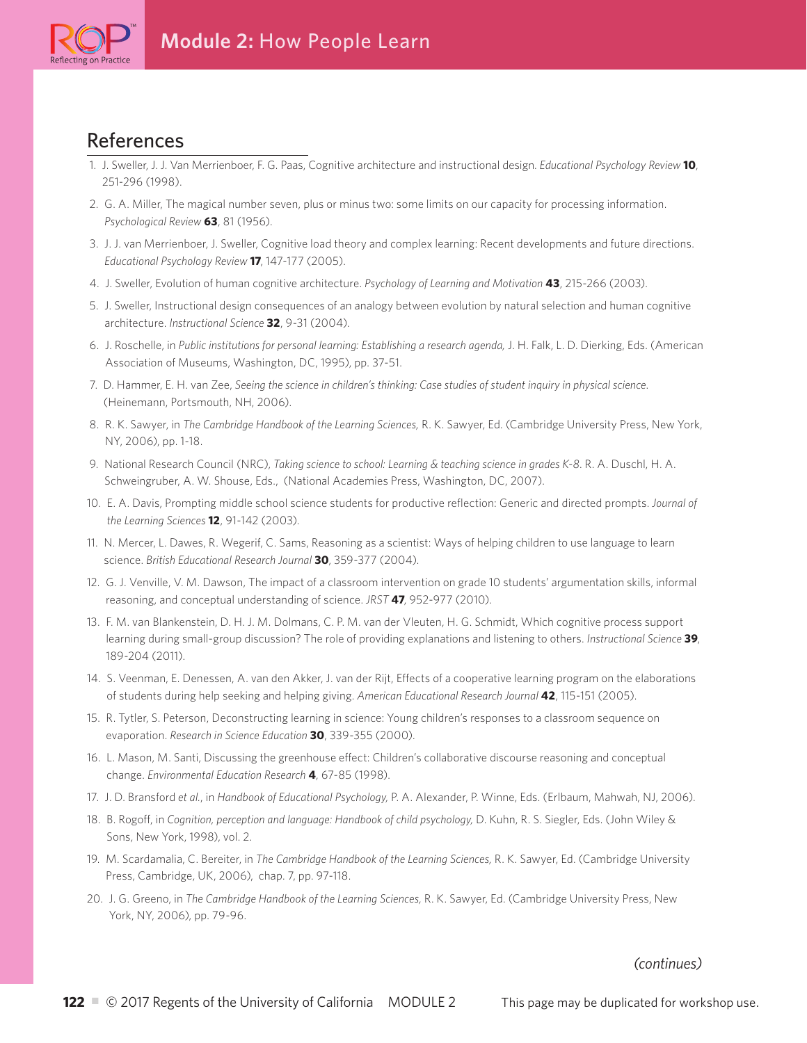## References

1. J. Sweller, J. J. Van Merrienboer, F. G. Paas, Cognitive architecture and instructional design. *Educational Psychology Review* **10**, 251-296 (1998).
2. G. A. Miller, The magical number seven, plus or minus two: some limits on our capacity for processing information. *Psychological Review* **63**, 81 (1956).
3. J. J. van Merrienboer, J. Sweller, Cognitive load theory and complex learning: Recent developments and future directions. *Educational Psychology Review* **17**, 147-177 (2005).
4. J. Sweller, Evolution of human cognitive architecture. *Psychology of Learning and Motivation* **43**, 215-266 (2003).
5. J. Sweller, Instructional design consequences of an analogy between evolution by natural selection and human cognitive architecture. *Instructional Science* **32**, 9-31 (2004).
6. J. Roschelle, in *Public institutions for personal learning: Establishing a research agenda,* J. H. Falk, L. D. Dierking, Eds. (American Association of Museums, Washington, DC, 1995), pp. 37-51.
7. D. Hammer, E. H. van Zee, *Seeing the science in children's thinking: Case studies of student inquiry in physical science.* (Heinemann, Portsmouth, NH, 2006).
8. R. K. Sawyer, in *The Cambridge Handbook of the Learning Sciences,* R. K. Sawyer, Ed. (Cambridge University Press, New York, NY, 2006), pp. 1-18.
9. National Research Council (NRC), *Taking science to school: Learning & teaching science in grades K-8*. R. A. Duschl, H. A. Schweingruber, A. W. Shouse, Eds., (National Academies Press, Washington, DC, 2007).
10. E. A. Davis, Prompting middle school science students for productive reflection: Generic and directed prompts. *Journal of the Learning Sciences* **12**, 91-142 (2003).
11. N. Mercer, L. Dawes, R. Wegerif, C. Sams, Reasoning as a scientist: Ways of helping children to use language to learn science. *British Educational Research Journal* **30**, 359-377 (2004).
12. G. J. Venville, V. M. Dawson, The impact of a classroom intervention on grade 10 students' argumentation skills, informal reasoning, and conceptual understanding of science. *JRST* **47**, 952-977 (2010).
13. F. M. van Blankenstein, D. H. J. M. Dolmans, C. P. M. van der Vleuten, H. G. Schmidt, Which cognitive process support learning during small-group discussion? The role of providing explanations and listening to others. *Instructional Science* **39**, 189-204 (2011).
14. S. Veenman, E. Denessen, A. van den Akker, J. van der Rijt, Effects of a cooperative learning program on the elaborations of students during help seeking and helping giving. *American Educational Research Journal* **42**, 115-151 (2005).
15. R. Tytler, S. Peterson, Deconstructing learning in science: Young children's responses to a classroom sequence on evaporation. *Research in Science Education* **30**, 339-355 (2000).
16. L. Mason, M. Santi, Discussing the greenhouse effect: Children's collaborative discourse reasoning and conceptual change. *Environmental Education Research* **4**, 67-85 (1998).
17. J. D. Bransford *et al.*, in *Handbook of Educational Psychology,* P. A. Alexander, P. Winne, Eds. (Erlbaum, Mahwah, NJ, 2006).
18. B. Rogoff, in *Cognition, perception and language: Handbook of child psychology,* D. Kuhn, R. S. Siegler, Eds. (John Wiley & Sons, New York, 1998), vol. 2.
19. M. Scardamalia, C. Bereiter, in *The Cambridge Handbook of the Learning Sciences,* R. K. Sawyer, Ed. (Cambridge University Press, Cambridge, UK, 2006), chap. 7, pp. 97-118.
20. J. G. Greeno, in *The Cambridge Handbook of the Learning Sciences,* R. K. Sawyer, Ed. (Cambridge University Press, New York, NY, 2006), pp. 79-96.

*(continues)*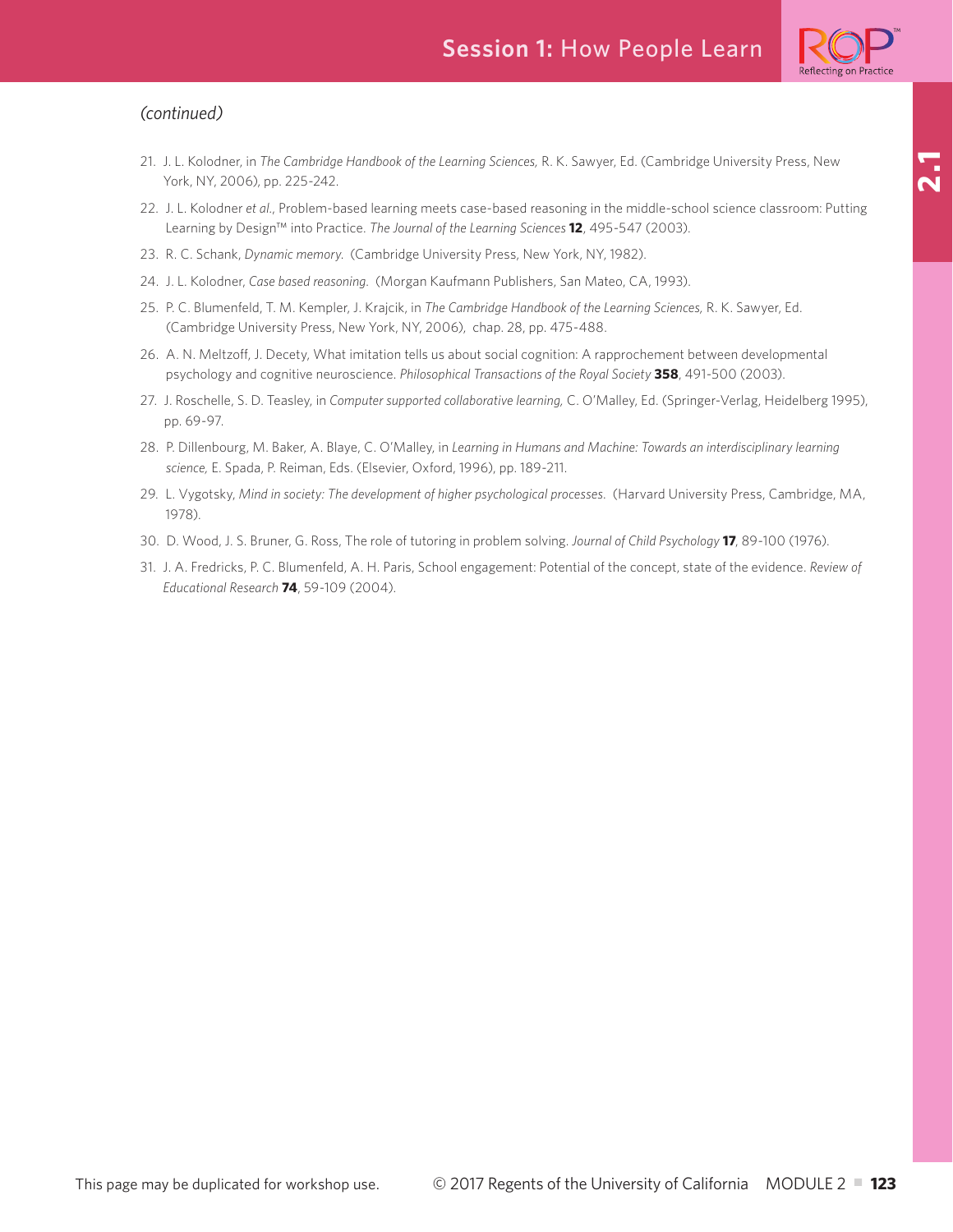*(continued)*

21. J. L. Kolodner, in *The Cambridge Handbook of the Learning Sciences,* R. K. Sawyer, Ed. (Cambridge University Press, New York, NY, 2006), pp. 225-242.
22. J. L. Kolodner *et al*., Problem-based learning meets case-based reasoning in the middle-school science classroom: Putting Learning by Design™ into Practice. *The Journal of the Learning Sciences* **12**, 495-547 (2003).
23. R. C. Schank, *Dynamic memory.* (Cambridge University Press, New York, NY, 1982).
24. J. L. Kolodner, *Case based reasoning.* (Morgan Kaufmann Publishers, San Mateo, CA, 1993).
25. P. C. Blumenfeld, T. M. Kempler, J. Krajcik, in *The Cambridge Handbook of the Learning Sciences,* R. K. Sawyer, Ed. (Cambridge University Press, New York, NY, 2006), chap. 28, pp. 475-488.
26. A. N. Meltzoff, J. Decety, What imitation tells us about social cognition: A rapprochement between developmental psychology and cognitive neuroscience. *Philosophical Transactions of the Royal Society* **358**, 491-500 (2003).
27. J. Roschelle, S. D. Teasley, in *Computer supported collaborative learning,* C. O'Malley, Ed. (Springer-Verlag, Heidelberg 1995), pp. 69-97.
28. P. Dillenbourg, M. Baker, A. Blaye, C. O'Malley, in *Learning in Humans and Machine: Towards an interdisciplinary learning science,* E. Spada, P. Reiman, Eds. (Elsevier, Oxford, 1996), pp. 189-211.
29. L. Vygotsky, *Mind in society: The development of higher psychological processes.* (Harvard University Press, Cambridge, MA, 1978).
30. D. Wood, J. S. Bruner, G. Ross, The role of tutoring in problem solving. *Journal of Child Psychology* **17**, 89-100 (1976).
31. J. A. Fredricks, P. C. Blumenfeld, A. H. Paris, School engagement: Potential of the concept, state of the evidence. *Review of Educational Research* **74**, 59-109 (2004).

This page may be duplicated for workshop use. © 2017 Regents of the University of California